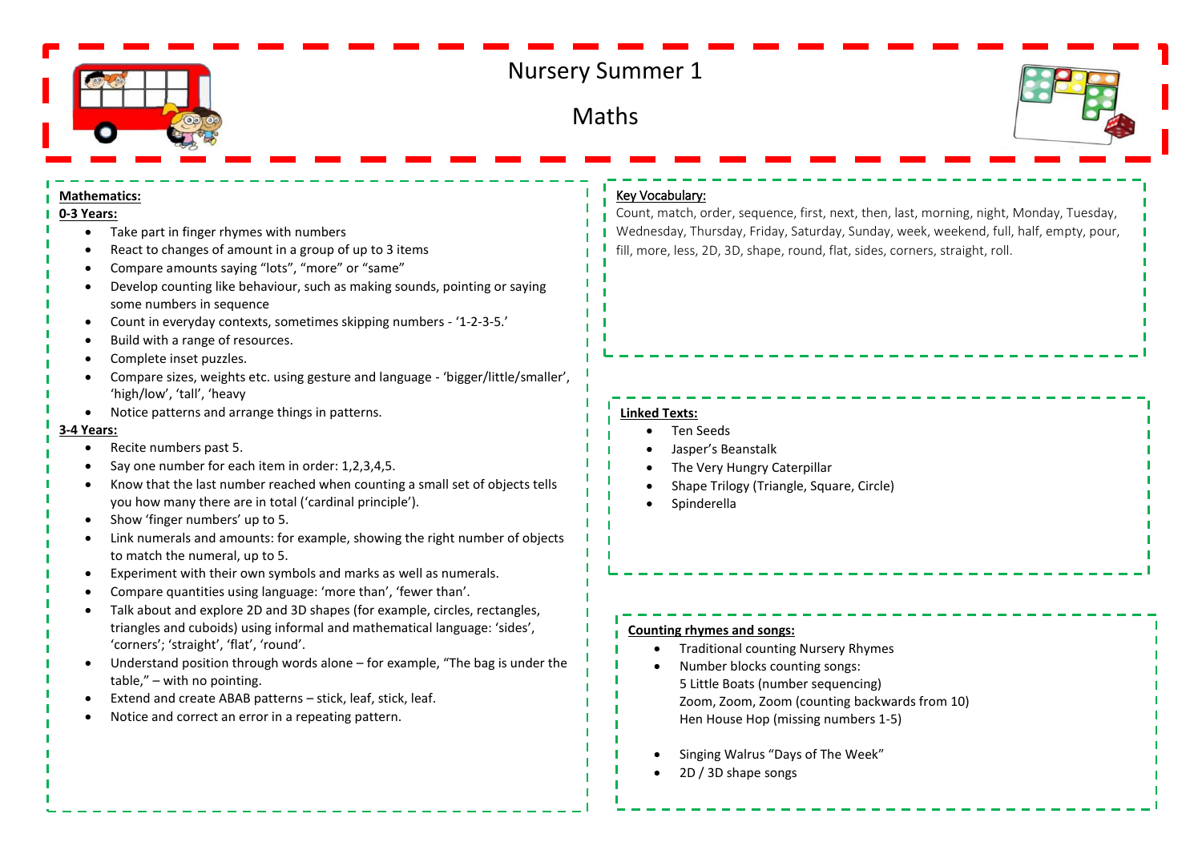# Nursery Summer 1

## Maths

**Mathematics:**

**0-3 Years:**

- Take part in finger rhymes with numbers
- React to changes of amount in a group of up to 3 items
- Compare amounts saying "lots", "more" or "same"
- Develop counting like behaviour, such as making sounds, pointing or saying some numbers in sequence
- Count in everyday contexts, sometimes skipping numbers - '1-2-3-5.'
- Build with a range of resources.
- Complete inset puzzles.
- Compare sizes, weights etc. using gesture and language - 'bigger/little/smaller', 'high/low', 'tall', 'heavy
- Notice patterns and arrange things in patterns.

**3-4 Years:**

- Recite numbers past 5.
- Say one number for each item in order: 1,2,3,4,5.
- Know that the last number reached when counting a small set of objects tells you how many there are in total ('cardinal principle').
- Show 'finger numbers' up to 5.
- Link numerals and amounts: for example, showing the right number of objects to match the numeral, up to 5.
- Experiment with their own symbols and marks as well as numerals.
- Compare quantities using language: 'more than', 'fewer than'.
- Talk about and explore 2D and 3D shapes (for example, circles, rectangles, triangles and cuboids) using informal and mathematical language: 'sides', 'corners'; 'straight', 'flat', 'round'.
- Understand position through words alone – for example, "The bag is under the table," – with no pointing.
- Extend and create ABAB patterns – stick, leaf, stick, leaf.
- Notice and correct an error in a repeating pattern.

**Key Vocabulary:**

Count, match, order, sequence, first, next, then, last, morning, night, Monday, Tuesday, Wednesday, Thursday, Friday, Saturday, Sunday, week, weekend, full, half, empty, pour, fill, more, less, 2D, 3D, shape, round, flat, sides, corners, straight, roll.

**Linked Texts:**

- Ten Seeds
- Jasper's Beanstalk
- The Very Hungry Caterpillar
- Shape Trilogy (Triangle, Square, Circle)
- Spinderella

**Counting rhymes and songs:**

- Traditional counting Nursery Rhymes
- Number blocks counting songs:
  5 Little Boats (number sequencing)
  Zoom, Zoom, Zoom (counting backwards from 10)
  Hen House Hop (missing numbers 1-5)
- Singing Walrus "Days of The Week"
- 2D / 3D shape songs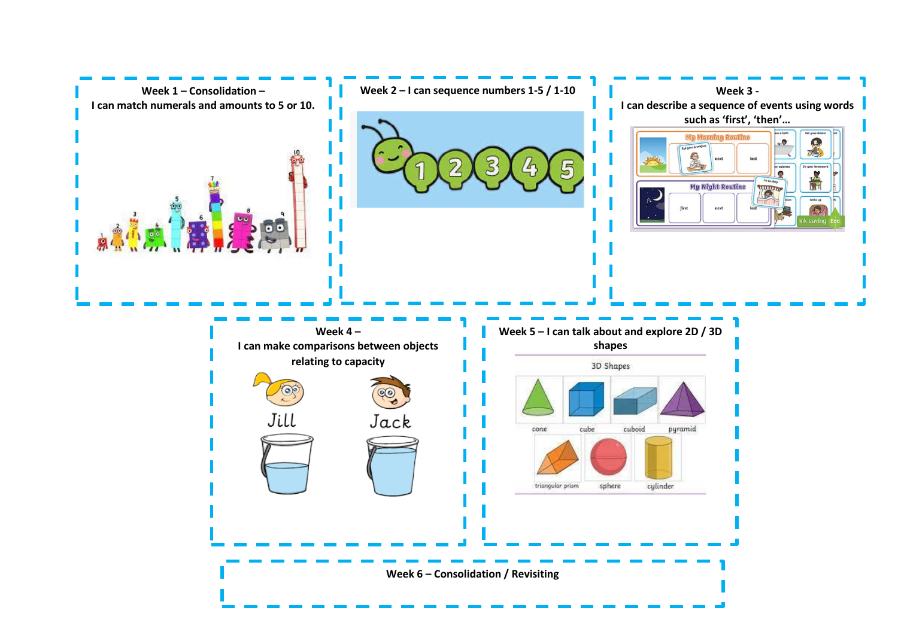**Week 1 – Consolidation –**
**I can match numerals and amounts to 5 or 10.**

**Week 2 – I can sequence numbers 1-5 / 1-10**

**Week 3 -**
**I can describe a sequence of events using words such as 'first', 'then'…**

**Week 4 –**
**I can make comparisons between objects relating to capacity**

**Week 5 – I can talk about and explore 2D / 3D shapes**

**Week 6 – Consolidation / Revisiting**